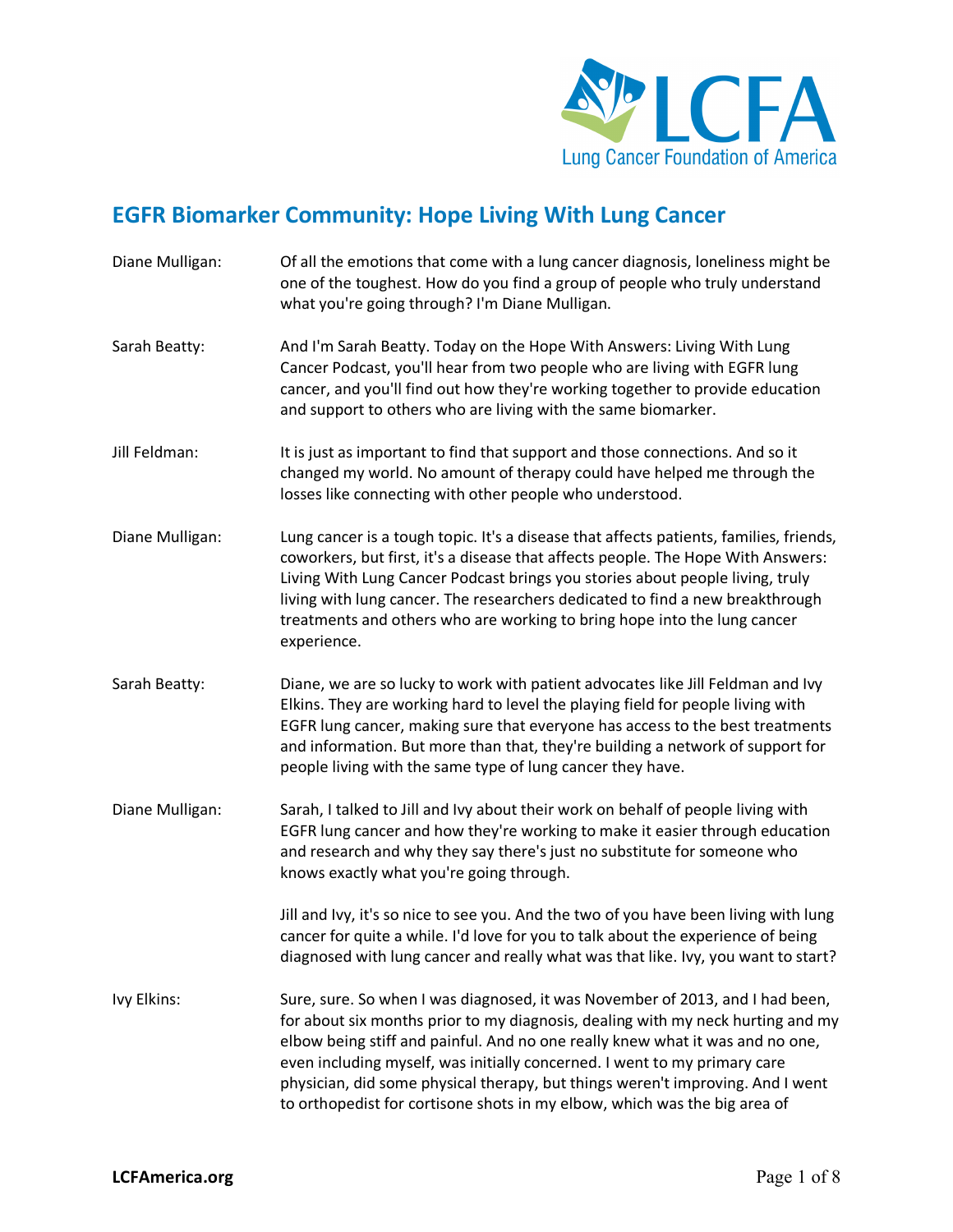# EGFR Biomarker Community: Hope Living With Lung Cancer

**Diane Mulligan:** Of all the emotions that come with a lung cancer diagnosis, loneliness might be one of the toughest. How do you find a group of people who truly understand what you're going through? I'm Diane Mulligan.

**Sarah Beatty:** And I'm Sarah Beatty. Today on the Hope With Answers: Living With Lung Cancer Podcast, you'll hear from two people who are living with EGFR lung cancer, and you'll find out how they're working together to provide education and support to others who are living with the same biomarker.

**Jill Feldman:** It is just as important to find that support and those connections. And so it changed my world. No amount of therapy could have helped me through the losses like connecting with other people who understood.

**Diane Mulligan:** Lung cancer is a tough topic. It's a disease that affects patients, families, friends, coworkers, but first, it's a disease that affects people. The Hope With Answers: Living With Lung Cancer Podcast brings you stories about people living, truly living with lung cancer. The researchers dedicated to find a new breakthrough treatments and others who are working to bring hope into the lung cancer experience.

**Sarah Beatty:** Diane, we are so lucky to work with patient advocates like Jill Feldman and Ivy Elkins. They are working hard to level the playing field for people living with EGFR lung cancer, making sure that everyone has access to the best treatments and information. But more than that, they're building a network of support for people living with the same type of lung cancer they have.

**Diane Mulligan:** Sarah, I talked to Jill and Ivy about their work on behalf of people living with EGFR lung cancer and how they're working to make it easier through education and research and why they say there's just no substitute for someone who knows exactly what you're going through.

Jill and Ivy, it's so nice to see you. And the two of you have been living with lung cancer for quite a while. I'd love for you to talk about the experience of being diagnosed with lung cancer and really what was that like. Ivy, you want to start?

**Ivy Elkins:** Sure, sure. So when I was diagnosed, it was November of 2013, and I had been, for about six months prior to my diagnosis, dealing with my neck hurting and my elbow being stiff and painful. And no one really knew what it was and no one, even including myself, was initially concerned. I went to my primary care physician, did some physical therapy, but things weren't improving. And I went to orthopedist for cortisone shots in my elbow, which was the big area of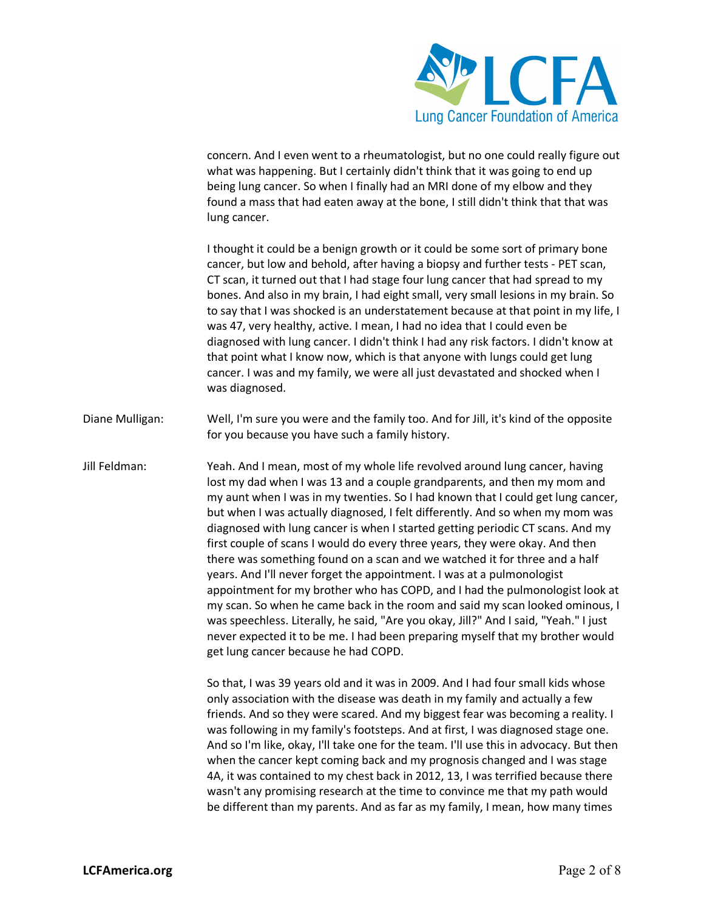concern. And I even went to a rheumatologist, but no one could really figure out what was happening. But I certainly didn't think that it was going to end up being lung cancer. So when I finally had an MRI done of my elbow and they found a mass that had eaten away at the bone, I still didn't think that that was lung cancer.

I thought it could be a benign growth or it could be some sort of primary bone cancer, but low and behold, after having a biopsy and further tests - PET scan, CT scan, it turned out that I had stage four lung cancer that had spread to my bones. And also in my brain, I had eight small, very small lesions in my brain. So to say that I was shocked is an understatement because at that point in my life, I was 47, very healthy, active. I mean, I had no idea that I could even be diagnosed with lung cancer. I didn't think I had any risk factors. I didn't know at that point what I know now, which is that anyone with lungs could get lung cancer. I was and my family, we were all just devastated and shocked when I was diagnosed.

**Diane Mulligan:** Well, I'm sure you were and the family too. And for Jill, it's kind of the opposite for you because you have such a family history.

**Jill Feldman:** Yeah. And I mean, most of my whole life revolved around lung cancer, having lost my dad when I was 13 and a couple grandparents, and then my mom and my aunt when I was in my twenties. So I had known that I could get lung cancer, but when I was actually diagnosed, I felt differently. And so when my mom was diagnosed with lung cancer is when I started getting periodic CT scans. And my first couple of scans I would do every three years, they were okay. And then there was something found on a scan and we watched it for three and a half years. And I'll never forget the appointment. I was at a pulmonologist appointment for my brother who has COPD, and I had the pulmonologist look at my scan. So when he came back in the room and said my scan looked ominous, I was speechless. Literally, he said, "Are you okay, Jill?" And I said, "Yeah." I just never expected it to be me. I had been preparing myself that my brother would get lung cancer because he had COPD.

So that, I was 39 years old and it was in 2009. And I had four small kids whose only association with the disease was death in my family and actually a few friends. And so they were scared. And my biggest fear was becoming a reality. I was following in my family's footsteps. And at first, I was diagnosed stage one. And so I'm like, okay, I'll take one for the team. I'll use this in advocacy. But then when the cancer kept coming back and my prognosis changed and I was stage 4A, it was contained to my chest back in 2012, 13, I was terrified because there wasn't any promising research at the time to convince me that my path would be different than my parents. And as far as my family, I mean, how many times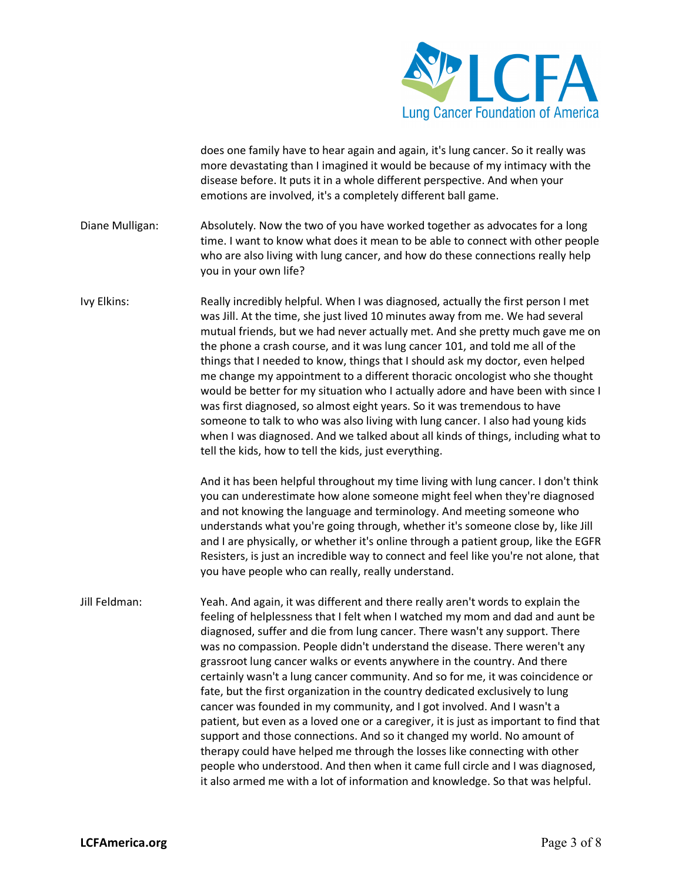does one family have to hear again and again, it's lung cancer. So it really was more devastating than I imagined it would be because of my intimacy with the disease before. It puts it in a whole different perspective. And when your emotions are involved, it's a completely different ball game.

**Diane Mulligan:** Absolutely. Now the two of you have worked together as advocates for a long time. I want to know what does it mean to be able to connect with other people who are also living with lung cancer, and how do these connections really help you in your own life?

**Ivy Elkins:** Really incredibly helpful. When I was diagnosed, actually the first person I met was Jill. At the time, she just lived 10 minutes away from me. We had several mutual friends, but we had never actually met. And she pretty much gave me on the phone a crash course, and it was lung cancer 101, and told me all of the things that I needed to know, things that I should ask my doctor, even helped me change my appointment to a different thoracic oncologist who she thought would be better for my situation who I actually adore and have been with since I was first diagnosed, so almost eight years. So it was tremendous to have someone to talk to who was also living with lung cancer. I also had young kids when I was diagnosed. And we talked about all kinds of things, including what to tell the kids, how to tell the kids, just everything.

And it has been helpful throughout my time living with lung cancer. I don't think you can underestimate how alone someone might feel when they're diagnosed and not knowing the language and terminology. And meeting someone who understands what you're going through, whether it's someone close by, like Jill and I are physically, or whether it's online through a patient group, like the EGFR Resisters, is just an incredible way to connect and feel like you're not alone, that you have people who can really, really understand.

**Jill Feldman:** Yeah. And again, it was different and there really aren't words to explain the feeling of helplessness that I felt when I watched my mom and dad and aunt be diagnosed, suffer and die from lung cancer. There wasn't any support. There was no compassion. People didn't understand the disease. There weren't any grassroot lung cancer walks or events anywhere in the country. And there certainly wasn't a lung cancer community. And so for me, it was coincidence or fate, but the first organization in the country dedicated exclusively to lung cancer was founded in my community, and I got involved. And I wasn't a patient, but even as a loved one or a caregiver, it is just as important to find that support and those connections. And so it changed my world. No amount of therapy could have helped me through the losses like connecting with other people who understood. And then when it came full circle and I was diagnosed, it also armed me with a lot of information and knowledge. So that was helpful.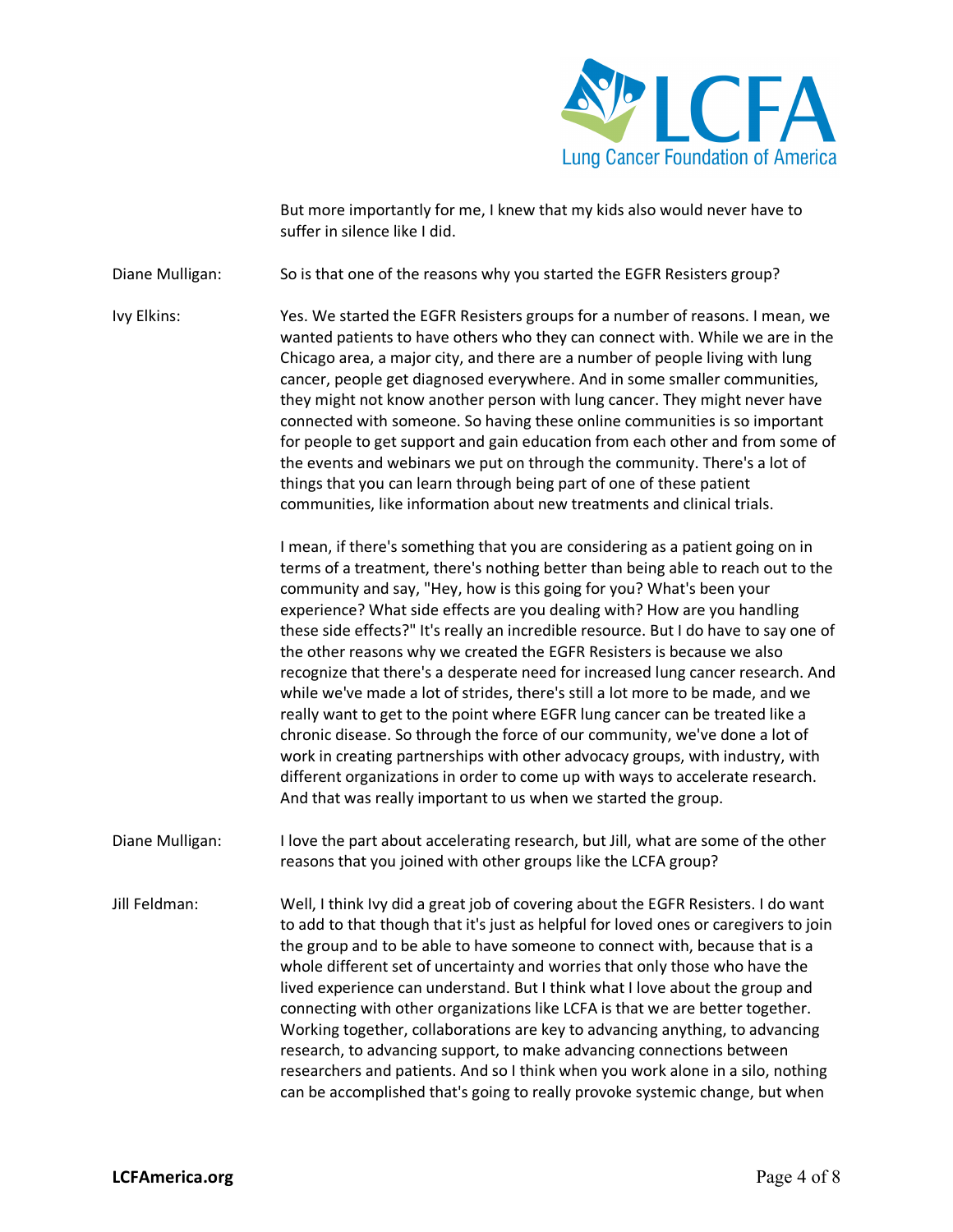But more importantly for me, I knew that my kids also would never have to suffer in silence like I did.

**Diane Mulligan:** So is that one of the reasons why you started the EGFR Resisters group?

**Ivy Elkins:** Yes. We started the EGFR Resisters groups for a number of reasons. I mean, we wanted patients to have others who they can connect with. While we are in the Chicago area, a major city, and there are a number of people living with lung cancer, people get diagnosed everywhere. And in some smaller communities, they might not know another person with lung cancer. They might never have connected with someone. So having these online communities is so important for people to get support and gain education from each other and from some of the events and webinars we put on through the community. There's a lot of things that you can learn through being part of one of these patient communities, like information about new treatments and clinical trials.

I mean, if there's something that you are considering as a patient going on in terms of a treatment, there's nothing better than being able to reach out to the community and say, "Hey, how is this going for you? What's been your experience? What side effects are you dealing with? How are you handling these side effects?" It's really an incredible resource. But I do have to say one of the other reasons why we created the EGFR Resisters is because we also recognize that there's a desperate need for increased lung cancer research. And while we've made a lot of strides, there's still a lot more to be made, and we really want to get to the point where EGFR lung cancer can be treated like a chronic disease. So through the force of our community, we've done a lot of work in creating partnerships with other advocacy groups, with industry, with different organizations in order to come up with ways to accelerate research. And that was really important to us when we started the group.

**Diane Mulligan:** I love the part about accelerating research, but Jill, what are some of the other reasons that you joined with other groups like the LCFA group?

**Jill Feldman:** Well, I think Ivy did a great job of covering about the EGFR Resisters. I do want to add to that though that it's just as helpful for loved ones or caregivers to join the group and to be able to have someone to connect with, because that is a whole different set of uncertainty and worries that only those who have the lived experience can understand. But I think what I love about the group and connecting with other organizations like LCFA is that we are better together. Working together, collaborations are key to advancing anything, to advancing research, to advancing support, to make advancing connections between researchers and patients. And so I think when you work alone in a silo, nothing can be accomplished that's going to really provoke systemic change, but when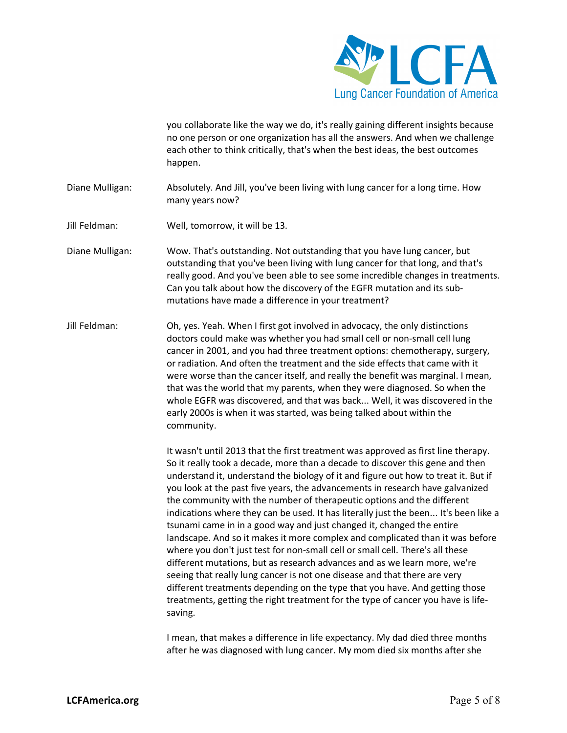you collaborate like the way we do, it's really gaining different insights because no one person or one organization has all the answers. And when we challenge each other to think critically, that's when the best ideas, the best outcomes happen.

**Diane Mulligan:** Absolutely. And Jill, you've been living with lung cancer for a long time. How many years now?

**Jill Feldman:** Well, tomorrow, it will be 13.

**Diane Mulligan:** Wow. That's outstanding. Not outstanding that you have lung cancer, but outstanding that you've been living with lung cancer for that long, and that's really good. And you've been able to see some incredible changes in treatments. Can you talk about how the discovery of the EGFR mutation and its sub-mutations have made a difference in your treatment?

**Jill Feldman:** Oh, yes. Yeah. When I first got involved in advocacy, the only distinctions doctors could make was whether you had small cell or non-small cell lung cancer in 2001, and you had three treatment options: chemotherapy, surgery, or radiation. And often the treatment and the side effects that came with it were worse than the cancer itself, and really the benefit was marginal. I mean, that was the world that my parents, when they were diagnosed. So when the whole EGFR was discovered, and that was back... Well, it was discovered in the early 2000s is when it was started, was being talked about within the community.

It wasn't until 2013 that the first treatment was approved as first line therapy. So it really took a decade, more than a decade to discover this gene and then understand it, understand the biology of it and figure out how to treat it. But if you look at the past five years, the advancements in research have galvanized the community with the number of therapeutic options and the different indications where they can be used. It has literally just the been... It's been like a tsunami came in in a good way and just changed it, changed the entire landscape. And so it makes it more complex and complicated than it was before where you don't just test for non-small cell or small cell. There's all these different mutations, but as research advances and as we learn more, we're seeing that really lung cancer is not one disease and that there are very different treatments depending on the type that you have. And getting those treatments, getting the right treatment for the type of cancer you have is life-saving.

I mean, that makes a difference in life expectancy. My dad died three months after he was diagnosed with lung cancer. My mom died six months after she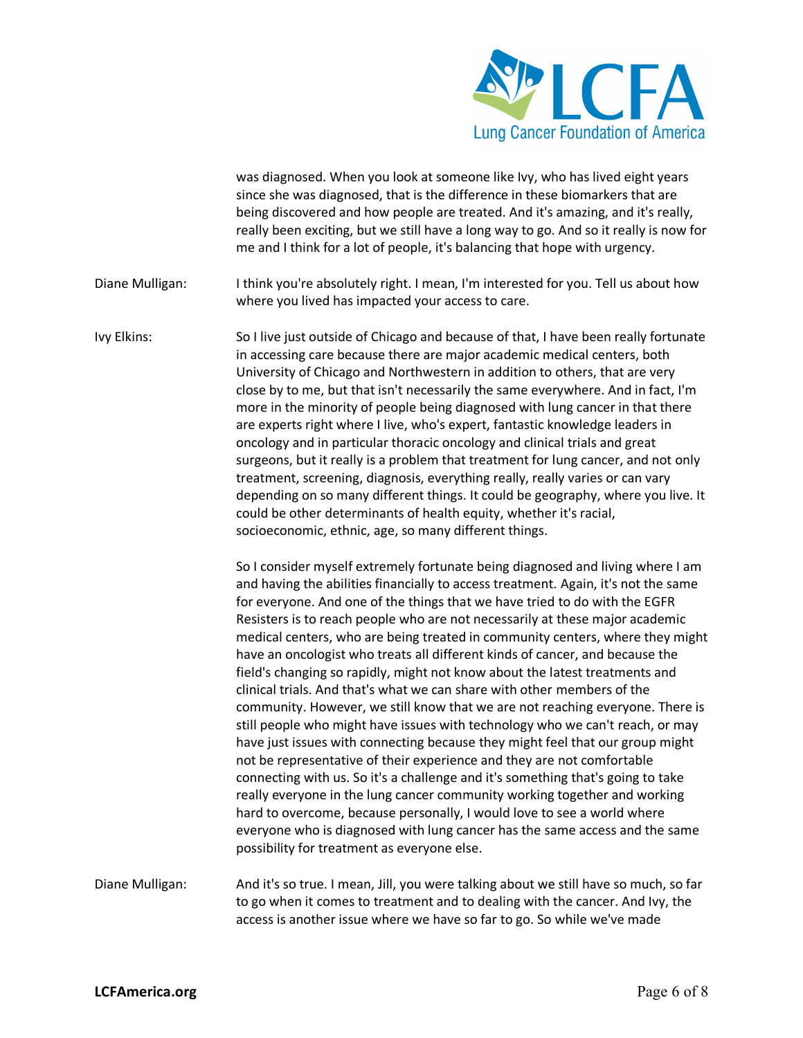was diagnosed. When you look at someone like Ivy, who has lived eight years since she was diagnosed, that is the difference in these biomarkers that are being discovered and how people are treated. And it's amazing, and it's really, really been exciting, but we still have a long way to go. And so it really is now for me and I think for a lot of people, it's balancing that hope with urgency.

Diane Mulligan: I think you're absolutely right. I mean, I'm interested for you. Tell us about how where you lived has impacted your access to care.

Ivy Elkins: So I live just outside of Chicago and because of that, I have been really fortunate in accessing care because there are major academic medical centers, both University of Chicago and Northwestern in addition to others, that are very close by to me, but that isn't necessarily the same everywhere. And in fact, I'm more in the minority of people being diagnosed with lung cancer in that there are experts right where I live, who's expert, fantastic knowledge leaders in oncology and in particular thoracic oncology and clinical trials and great surgeons, but it really is a problem that treatment for lung cancer, and not only treatment, screening, diagnosis, everything really, really varies or can vary depending on so many different things. It could be geography, where you live. It could be other determinants of health equity, whether it's racial, socioeconomic, ethnic, age, so many different things.

So I consider myself extremely fortunate being diagnosed and living where I am and having the abilities financially to access treatment. Again, it's not the same for everyone. And one of the things that we have tried to do with the EGFR Resisters is to reach people who are not necessarily at these major academic medical centers, who are being treated in community centers, where they might have an oncologist who treats all different kinds of cancer, and because the field's changing so rapidly, might not know about the latest treatments and clinical trials. And that's what we can share with other members of the community. However, we still know that we are not reaching everyone. There is still people who might have issues with technology who we can't reach, or may have just issues with connecting because they might feel that our group might not be representative of their experience and they are not comfortable connecting with us. So it's a challenge and it's something that's going to take really everyone in the lung cancer community working together and working hard to overcome, because personally, I would love to see a world where everyone who is diagnosed with lung cancer has the same access and the same possibility for treatment as everyone else.

Diane Mulligan: And it's so true. I mean, Jill, you were talking about we still have so much, so far to go when it comes to treatment and to dealing with the cancer. And Ivy, the access is another issue where we have so far to go. So while we've made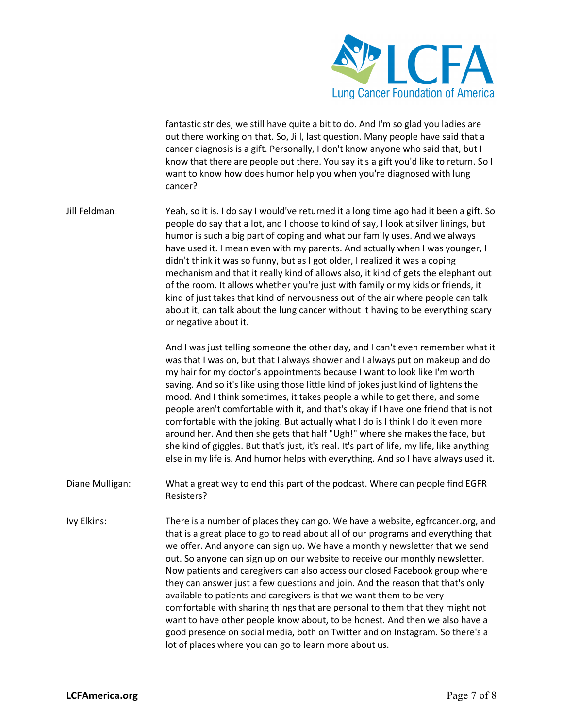fantastic strides, we still have quite a bit to do. And I'm so glad you ladies are out there working on that. So, Jill, last question. Many people have said that a cancer diagnosis is a gift. Personally, I don't know anyone who said that, but I know that there are people out there. You say it's a gift you'd like to return. So I want to know how does humor help you when you're diagnosed with lung cancer?

**Jill Feldman:** Yeah, so it is. I do say I would've returned it a long time ago had it been a gift. So people do say that a lot, and I choose to kind of say, I look at silver linings, but humor is such a big part of coping and what our family uses. And we always have used it. I mean even with my parents. And actually when I was younger, I didn't think it was so funny, but as I got older, I realized it was a coping mechanism and that it really kind of allows also, it kind of gets the elephant out of the room. It allows whether you're just with family or my kids or friends, it kind of just takes that kind of nervousness out of the air where people can talk about it, can talk about the lung cancer without it having to be everything scary or negative about it.

And I was just telling someone the other day, and I can't even remember what it was that I was on, but that I always shower and I always put on makeup and do my hair for my doctor's appointments because I want to look like I'm worth saving. And so it's like using those little kind of jokes just kind of lightens the mood. And I think sometimes, it takes people a while to get there, and some people aren't comfortable with it, and that's okay if I have one friend that is not comfortable with the joking. But actually what I do is I think I do it even more around her. And then she gets that half "Ugh!" where she makes the face, but she kind of giggles. But that's just, it's real. It's part of life, my life, like anything else in my life is. And humor helps with everything. And so I have always used it.

**Diane Mulligan:** What a great way to end this part of the podcast. Where can people find EGFR Resisters?

**Ivy Elkins:** There is a number of places they can go. We have a website, egfrcancer.org, and that is a great place to go to read about all of our programs and everything that we offer. And anyone can sign up. We have a monthly newsletter that we send out. So anyone can sign up on our website to receive our monthly newsletter. Now patients and caregivers can also access our closed Facebook group where they can answer just a few questions and join. And the reason that that's only available to patients and caregivers is that we want them to be very comfortable with sharing things that are personal to them that they might not want to have other people know about, to be honest. And then we also have a good presence on social media, both on Twitter and on Instagram. So there's a lot of places where you can go to learn more about us.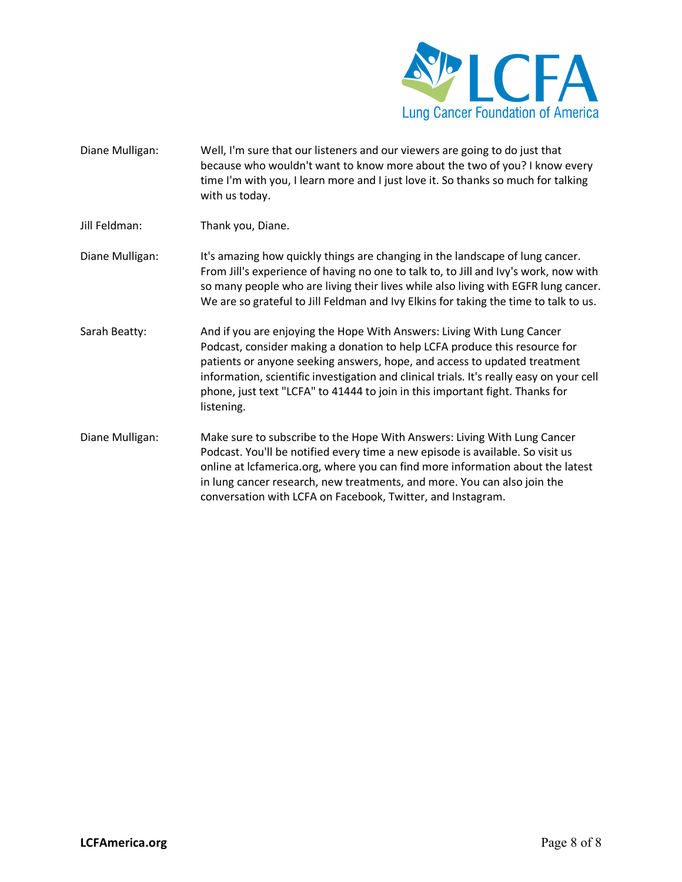Diane Mulligan: Well, I'm sure that our listeners and our viewers are going to do just that because who wouldn't want to know more about the two of you? I know every time I'm with you, I learn more and I just love it. So thanks so much for talking with us today.

Jill Feldman: Thank you, Diane.

Diane Mulligan: It's amazing how quickly things are changing in the landscape of lung cancer. From Jill's experience of having no one to talk to, to Jill and Ivy's work, now with so many people who are living their lives while also living with EGFR lung cancer. We are so grateful to Jill Feldman and Ivy Elkins for taking the time to talk to us.

Sarah Beatty: And if you are enjoying the Hope With Answers: Living With Lung Cancer Podcast, consider making a donation to help LCFA produce this resource for patients or anyone seeking answers, hope, and access to updated treatment information, scientific investigation and clinical trials. It's really easy on your cell phone, just text "LCFA" to 41444 to join in this important fight. Thanks for listening.

Diane Mulligan: Make sure to subscribe to the Hope With Answers: Living With Lung Cancer Podcast. You'll be notified every time a new episode is available. So visit us online at lcfamerica.org, where you can find more information about the latest in lung cancer research, new treatments, and more. You can also join the conversation with LCFA on Facebook, Twitter, and Instagram.